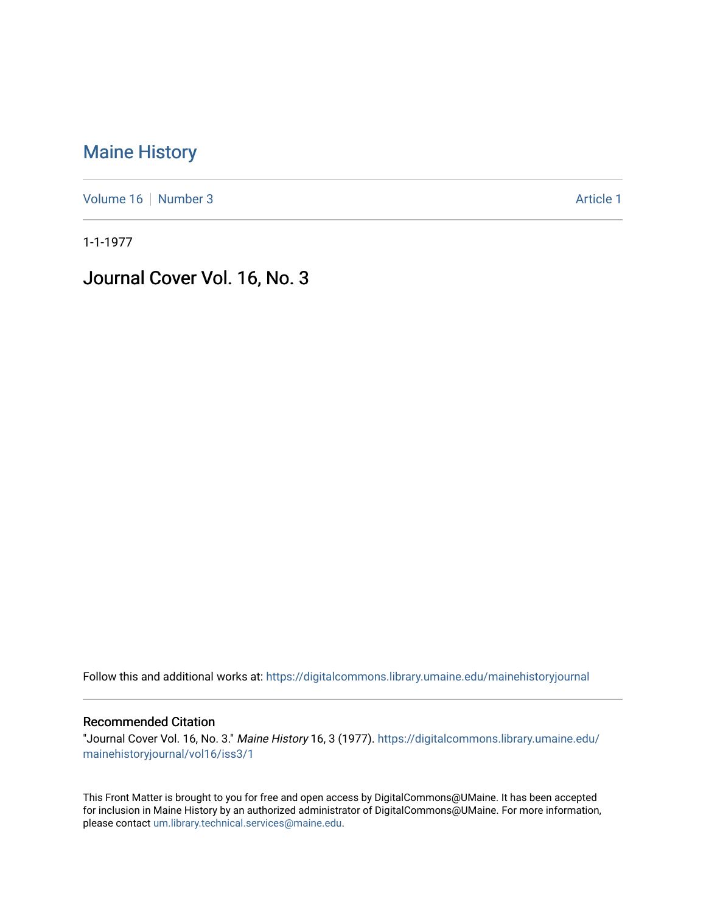Maine History

Volume 16 | Number 3 | Article 1

1-1-1977

# Journal Cover Vol. 16, No. 3

Follow this and additional works at: https://digitalcommons.library.umaine.edu/mainehistoryjournal

## Recommended Citation

"Journal Cover Vol. 16, No. 3." *Maine History* 16, 3 (1977). https://digitalcommons.library.umaine.edu/mainehistoryjournal/vol16/iss3/1

This Front Matter is brought to you for free and open access by DigitalCommons@UMaine. It has been accepted for inclusion in Maine History by an authorized administrator of DigitalCommons@UMaine. For more information, please contact um.library.technical.services@maine.edu.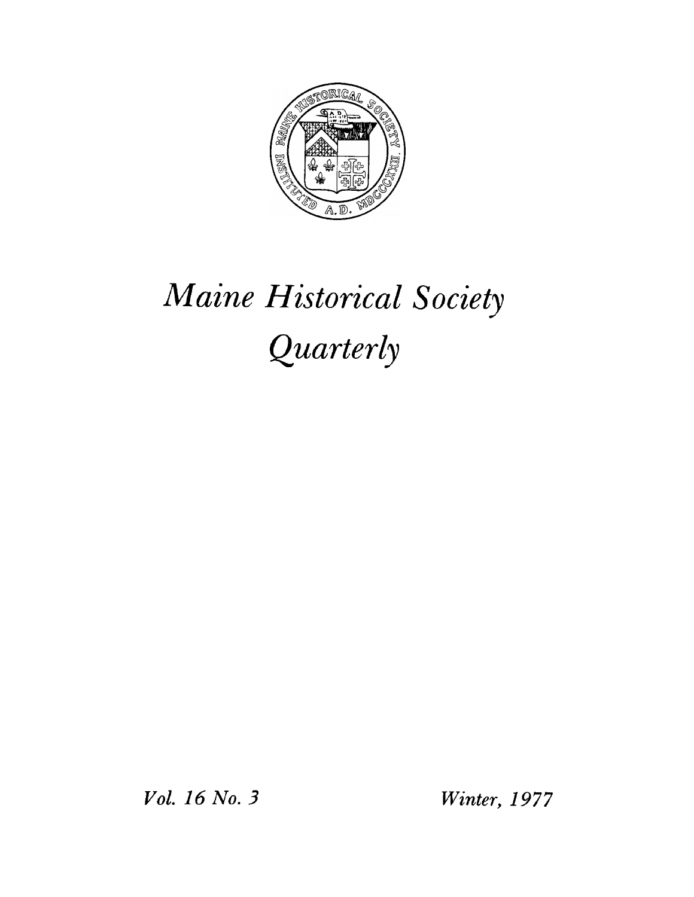# *Maine Historical Society Quarterly*

*Vol. 16 No. 3* *Winter, 1977*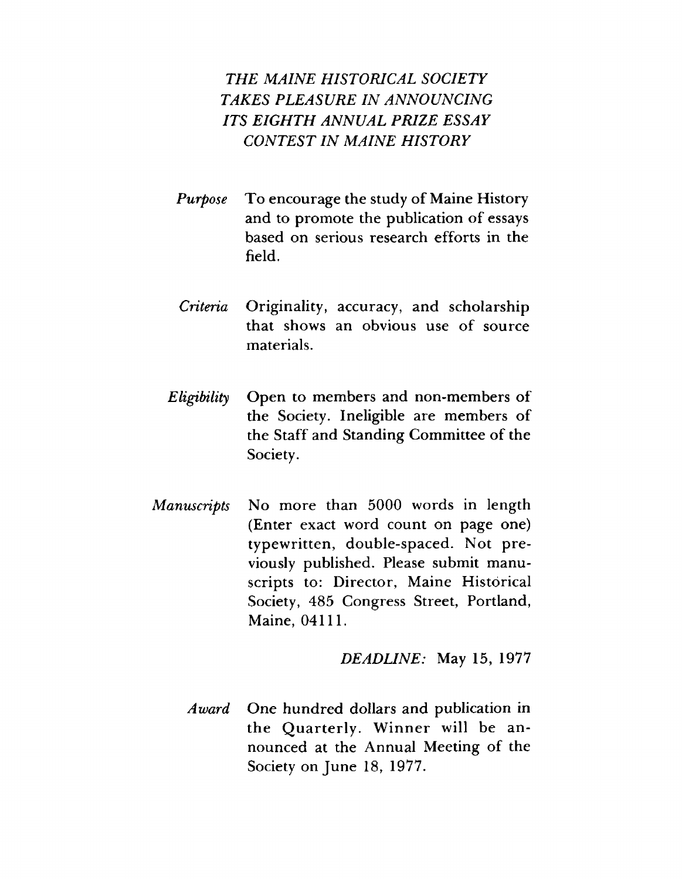*THE MAINE HISTORICAL SOCIETY TAKES PLEASURE IN ANNOUNCING ITS EIGHTH ANNUAL PRIZE ESSAY CONTEST IN MAINE HISTORY*

*Purpose* To encourage the study of Maine History and to promote the publication of essays based on serious research efforts in the field.

*Criteria* Originality, accuracy, and scholarship that shows an obvious use of source materials.

*Eligibility* Open to members and non-members of the Society. Ineligible are members of the Staff and Standing Committee of the Society.

*Manuscripts* No more than 5000 words in length (Enter exact word count on page one) typewritten, double-spaced. Not previously published. Please submit manuscripts to: Director, Maine Historical Society, 485 Congress Street, Portland, Maine, 04111.

*DEADLINE:* May 15, 1977

*Award* One hundred dollars and publication in the Quarterly. Winner will be announced at the Annual Meeting of the Society on June 18, 1977.